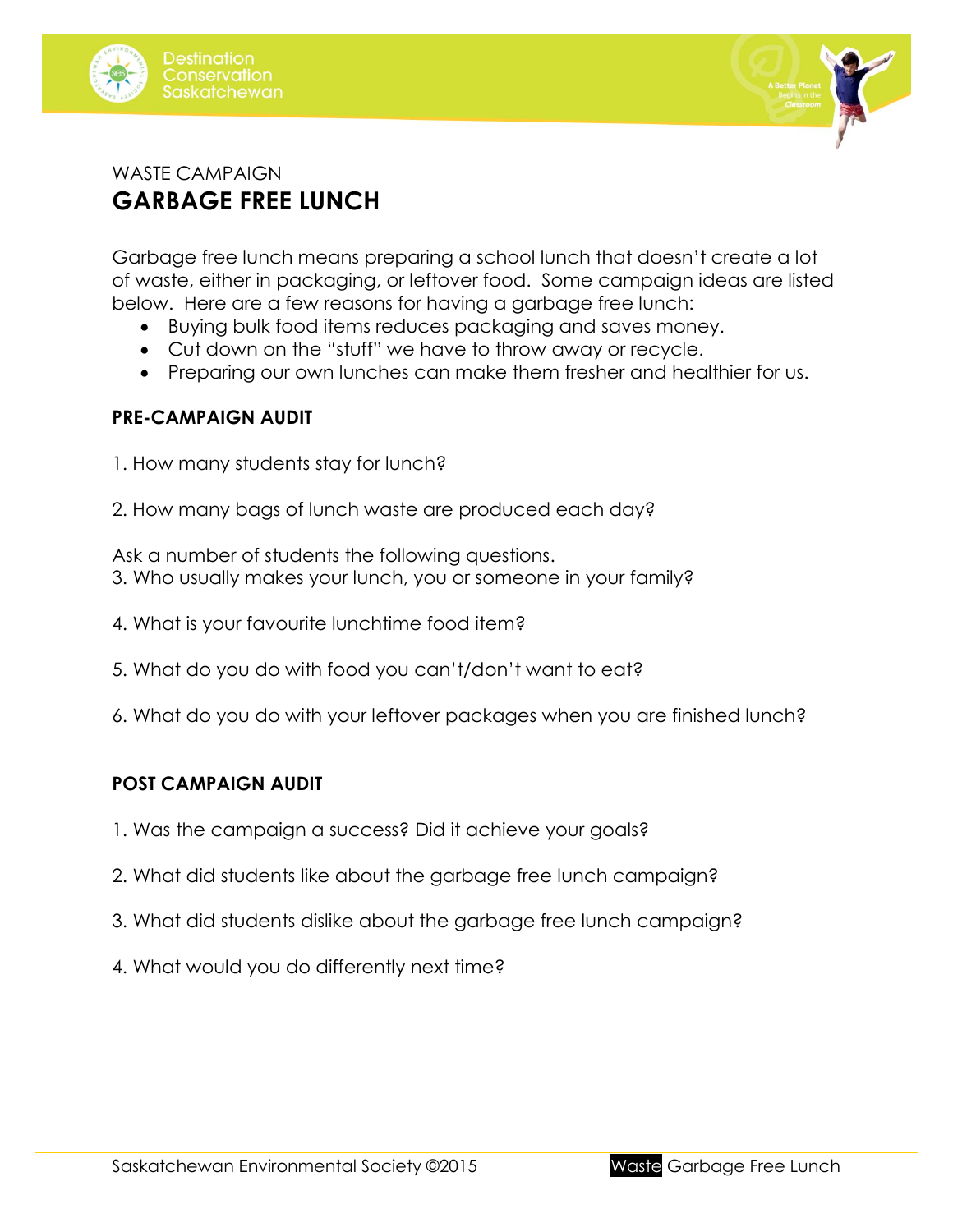WASTE CAMPAIGN

# GARBAGE FREE LUNCH

Garbage free lunch means preparing a school lunch that doesn't create a lot of waste, either in packaging, or leftover food. Some campaign ideas are listed below. Here are a few reasons for having a garbage free lunch:

- Buying bulk food items reduces packaging and saves money.
- Cut down on the "stuff" we have to throw away or recycle.
- Preparing our own lunches can make them fresher and healthier for us.

## PRE-CAMPAIGN AUDIT

1. How many students stay for lunch?

2. How many bags of lunch waste are produced each day?

Ask a number of students the following questions.

3. Who usually makes your lunch, you or someone in your family?

4. What is your favourite lunchtime food item?

5. What do you do with food you can't/don't want to eat?

6. What do you do with your leftover packages when you are finished lunch?

## POST CAMPAIGN AUDIT

1. Was the campaign a success? Did it achieve your goals?

2. What did students like about the garbage free lunch campaign?

3. What did students dislike about the garbage free lunch campaign?

4. What would you do differently next time?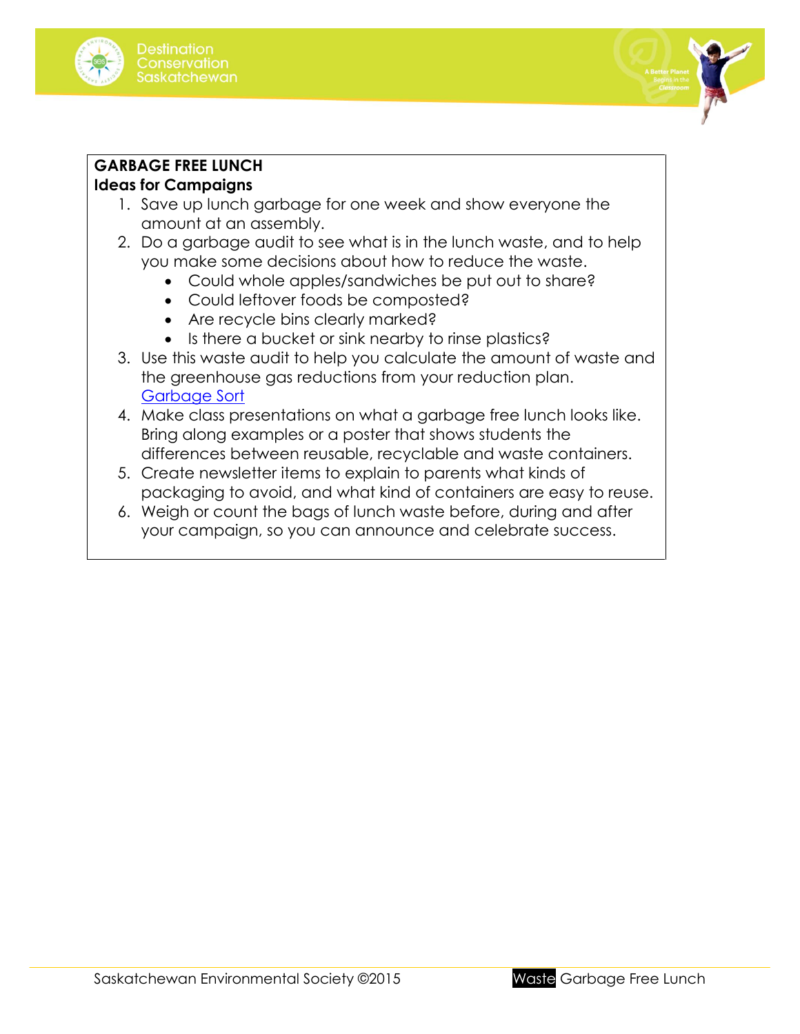**GARBAGE FREE LUNCH**

**Ideas for Campaigns**

1. Save up lunch garbage for one week and show everyone the amount at an assembly.
2. Do a garbage audit to see what is in the lunch waste, and to help you make some decisions about how to reduce the waste.
   - Could whole apples/sandwiches be put out to share?
   - Could leftover foods be composted?
   - Are recycle bins clearly marked?
   - Is there a bucket or sink nearby to rinse plastics?
3. Use this waste audit to help you calculate the amount of waste and the greenhouse gas reductions from your reduction plan. Garbage Sort
4. Make class presentations on what a garbage free lunch looks like. Bring along examples or a poster that shows students the differences between reusable, recyclable and waste containers.
5. Create newsletter items to explain to parents what kinds of packaging to avoid, and what kind of containers are easy to reuse.
6. Weigh or count the bags of lunch waste before, during and after your campaign, so you can announce and celebrate success.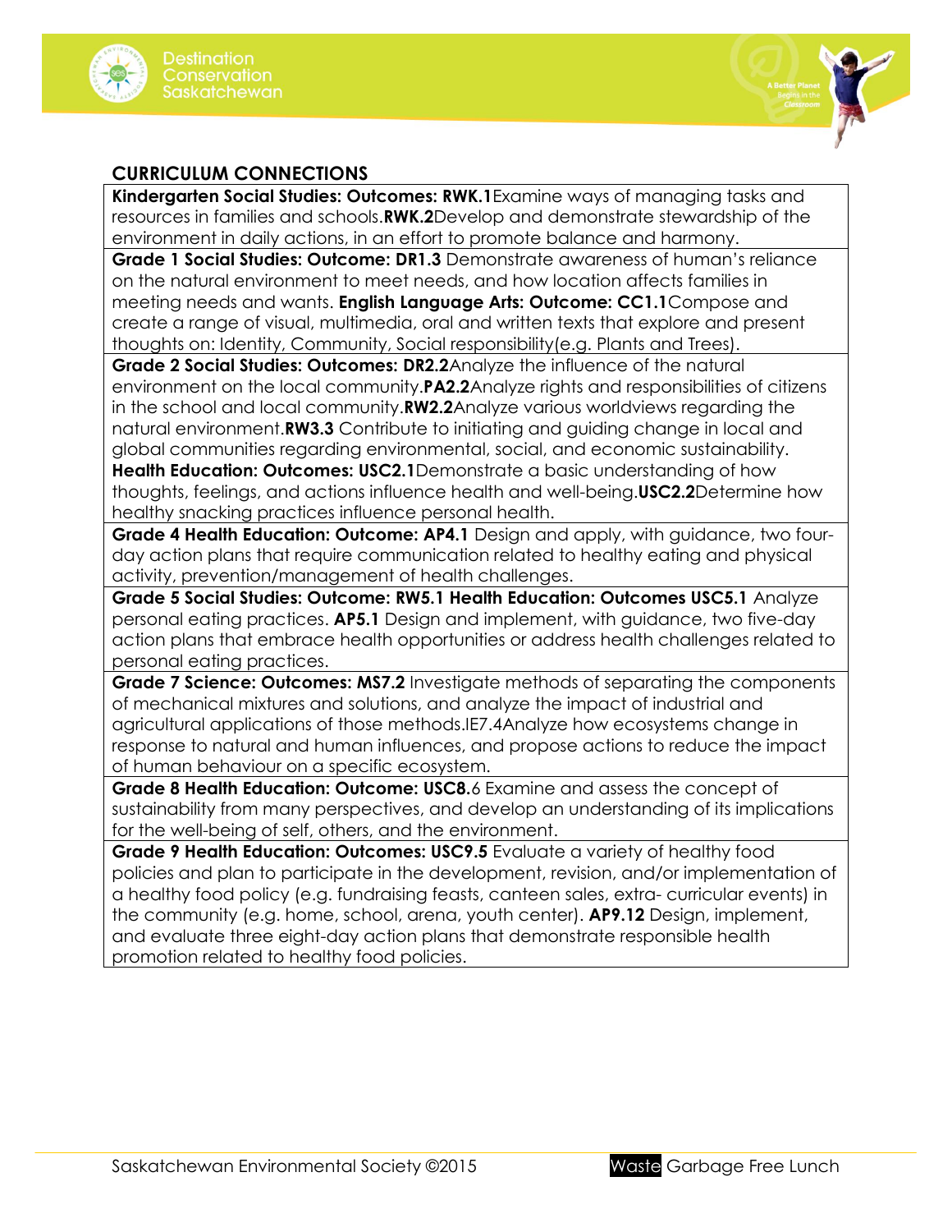## CURRICULUM CONNECTIONS

| |
|---|
| **Kindergarten Social Studies: Outcomes: RWK.1**Examine ways of managing tasks and resources in families and schools.**RWK.2**Develop and demonstrate stewardship of the environment in daily actions, in an effort to promote balance and harmony. |
| **Grade 1 Social Studies: Outcome: DR1.3** Demonstrate awareness of human's reliance on the natural environment to meet needs, and how location affects families in meeting needs and wants. **English Language Arts: Outcome: CC1.1**Compose and create a range of visual, multimedia, oral and written texts that explore and present thoughts on: Identity, Community, Social responsibility(e.g. Plants and Trees). |
| **Grade 2 Social Studies: Outcomes: DR2.2**Analyze the influence of the natural environment on the local community.**PA2.2**Analyze rights and responsibilities of citizens in the school and local community.**RW2.2**Analyze various worldviews regarding the natural environment.**RW3.3** Contribute to initiating and guiding change in local and global communities regarding environmental, social, and economic sustainability. **Health Education: Outcomes: USC2.1**Demonstrate a basic understanding of how thoughts, feelings, and actions influence health and well-being.**USC2.2**Determine how healthy snacking practices influence personal health. |
| **Grade 4 Health Education: Outcome: AP4.1** Design and apply, with guidance, two four-day action plans that require communication related to healthy eating and physical activity, prevention/management of health challenges. |
| **Grade 5 Social Studies: Outcome: RW5.1 Health Education: Outcomes USC5.1** Analyze personal eating practices. **AP5.1** Design and implement, with guidance, two five-day action plans that embrace health opportunities or address health challenges related to personal eating practices. |
| **Grade 7 Science: Outcomes: MS7.2** Investigate methods of separating the components of mechanical mixtures and solutions, and analyze the impact of industrial and agricultural applications of those methods.IE7.4Analyze how ecosystems change in response to natural and human influences, and propose actions to reduce the impact of human behaviour on a specific ecosystem. |
| **Grade 8 Health Education: Outcome: USC8.**6 Examine and assess the concept of sustainability from many perspectives, and develop an understanding of its implications for the well-being of self, others, and the environment. |
| **Grade 9 Health Education: Outcomes: USC9.5** Evaluate a variety of healthy food policies and plan to participate in the development, revision, and/or implementation of a healthy food policy (e.g. fundraising feasts, canteen sales, extra- curricular events) in the community (e.g. home, school, arena, youth center). **AP9.12** Design, implement, and evaluate three eight-day action plans that demonstrate responsible health promotion related to healthy food policies. |